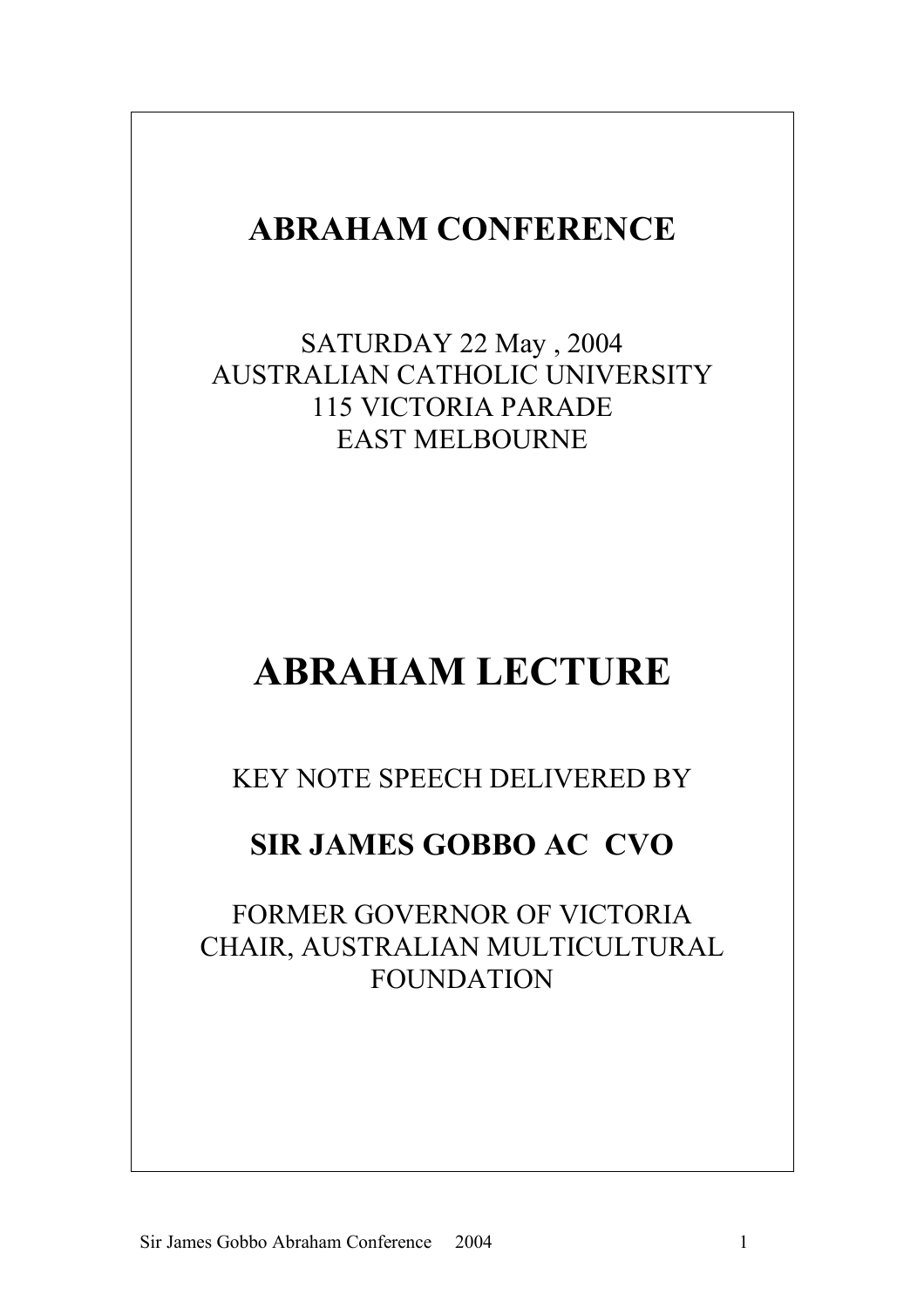# ABRAHAM CONFERENCE

SATURDAY 22 May , 2004
AUSTRALIAN CATHOLIC UNIVERSITY
115 VICTORIA PARADE
EAST MELBOURNE

# ABRAHAM LECTURE

KEY NOTE SPEECH DELIVERED BY

## SIR JAMES GOBBO AC CVO

FORMER GOVERNOR OF VICTORIA
CHAIR, AUSTRALIAN MULTICULTURAL FOUNDATION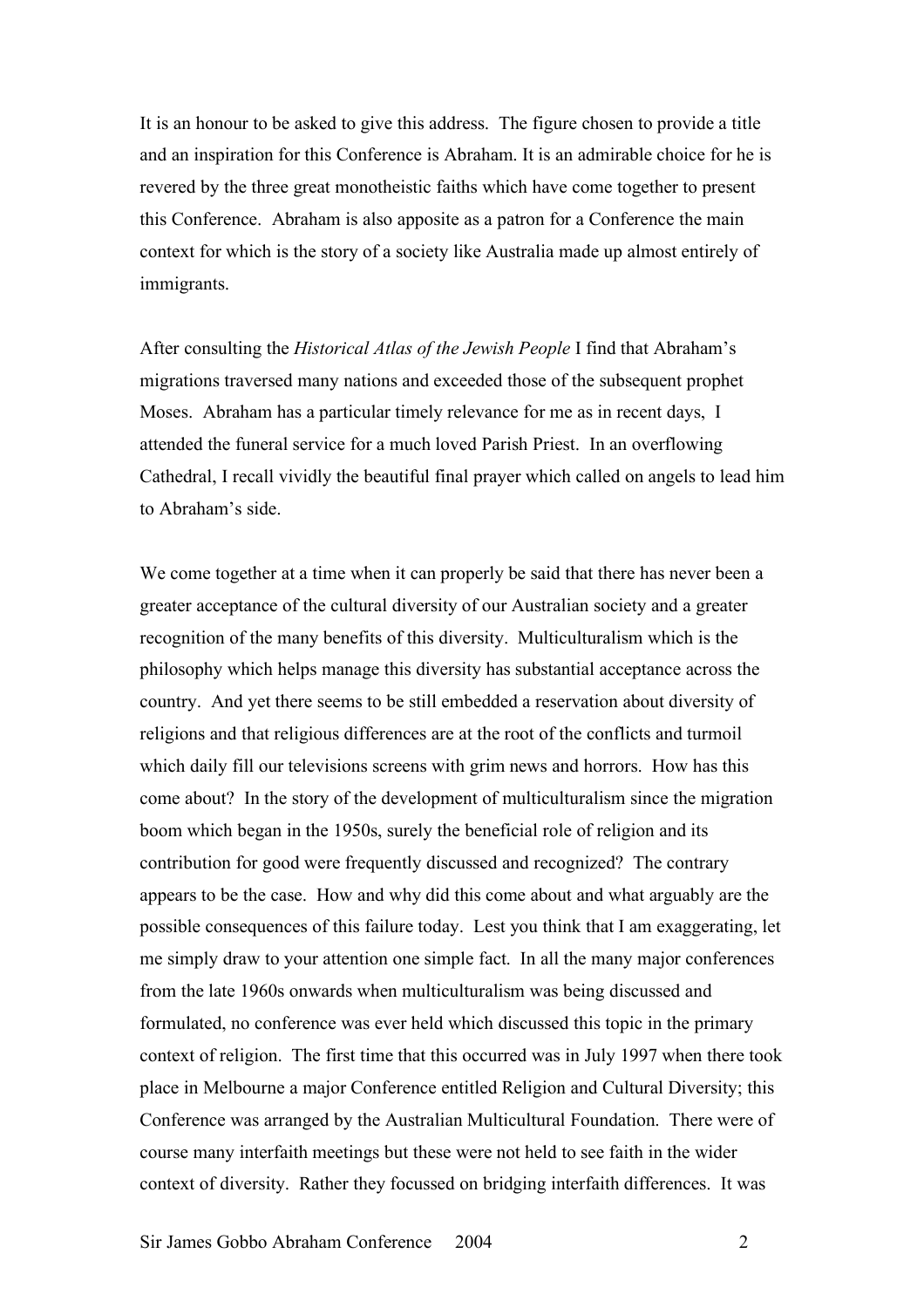It is an honour to be asked to give this address. The figure chosen to provide a title and an inspiration for this Conference is Abraham. It is an admirable choice for he is revered by the three great monotheistic faiths which have come together to present this Conference. Abraham is also apposite as a patron for a Conference the main context for which is the story of a society like Australia made up almost entirely of immigrants.

After consulting the *Historical Atlas of the Jewish People* I find that Abraham's migrations traversed many nations and exceeded those of the subsequent prophet Moses. Abraham has a particular timely relevance for me as in recent days, I attended the funeral service for a much loved Parish Priest. In an overflowing Cathedral, I recall vividly the beautiful final prayer which called on angels to lead him to Abraham's side.

We come together at a time when it can properly be said that there has never been a greater acceptance of the cultural diversity of our Australian society and a greater recognition of the many benefits of this diversity. Multiculturalism which is the philosophy which helps manage this diversity has substantial acceptance across the country. And yet there seems to be still embedded a reservation about diversity of religions and that religious differences are at the root of the conflicts and turmoil which daily fill our televisions screens with grim news and horrors. How has this come about? In the story of the development of multiculturalism since the migration boom which began in the 1950s, surely the beneficial role of religion and its contribution for good were frequently discussed and recognized? The contrary appears to be the case. How and why did this come about and what arguably are the possible consequences of this failure today. Lest you think that I am exaggerating, let me simply draw to your attention one simple fact. In all the many major conferences from the late 1960s onwards when multiculturalism was being discussed and formulated, no conference was ever held which discussed this topic in the primary context of religion. The first time that this occurred was in July 1997 when there took place in Melbourne a major Conference entitled Religion and Cultural Diversity; this Conference was arranged by the Australian Multicultural Foundation. There were of course many interfaith meetings but these were not held to see faith in the wider context of diversity. Rather they focussed on bridging interfaith differences. It was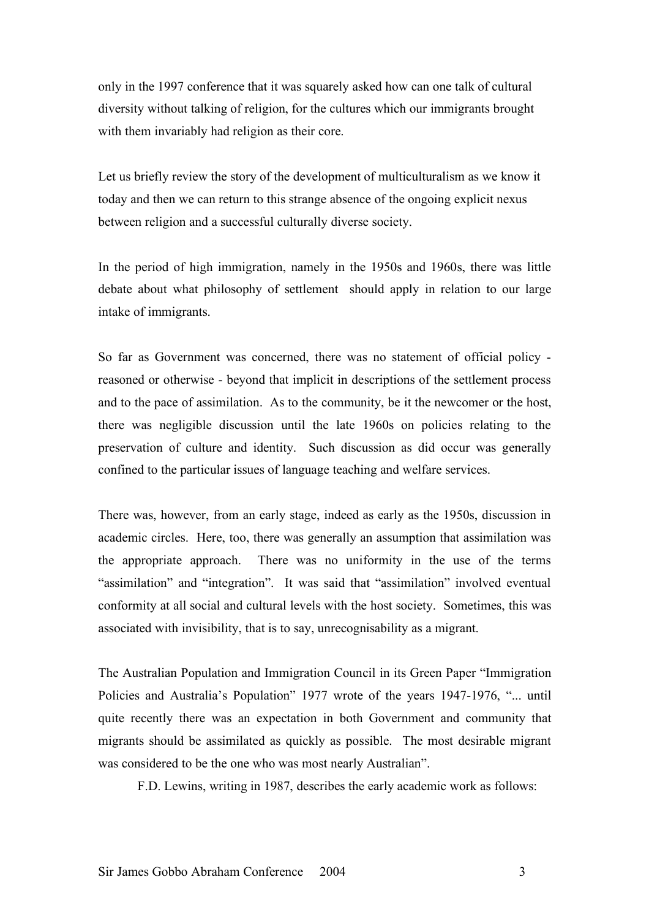only in the 1997 conference that it was squarely asked how can one talk of cultural diversity without talking of religion, for the cultures which our immigrants brought with them invariably had religion as their core.

Let us briefly review the story of the development of multiculturalism as we know it today and then we can return to this strange absence of the ongoing explicit nexus between religion and a successful culturally diverse society.

In the period of high immigration, namely in the 1950s and 1960s, there was little debate about what philosophy of settlement should apply in relation to our large intake of immigrants.

So far as Government was concerned, there was no statement of official policy - reasoned or otherwise - beyond that implicit in descriptions of the settlement process and to the pace of assimilation. As to the community, be it the newcomer or the host, there was negligible discussion until the late 1960s on policies relating to the preservation of culture and identity. Such discussion as did occur was generally confined to the particular issues of language teaching and welfare services.

There was, however, from an early stage, indeed as early as the 1950s, discussion in academic circles. Here, too, there was generally an assumption that assimilation was the appropriate approach. There was no uniformity in the use of the terms "assimilation" and "integration". It was said that "assimilation" involved eventual conformity at all social and cultural levels with the host society. Sometimes, this was associated with invisibility, that is to say, unrecognisability as a migrant.

The Australian Population and Immigration Council in its Green Paper "Immigration Policies and Australia's Population" 1977 wrote of the years 1947-1976, "... until quite recently there was an expectation in both Government and community that migrants should be assimilated as quickly as possible. The most desirable migrant was considered to be the one who was most nearly Australian".

F.D. Lewins, writing in 1987, describes the early academic work as follows: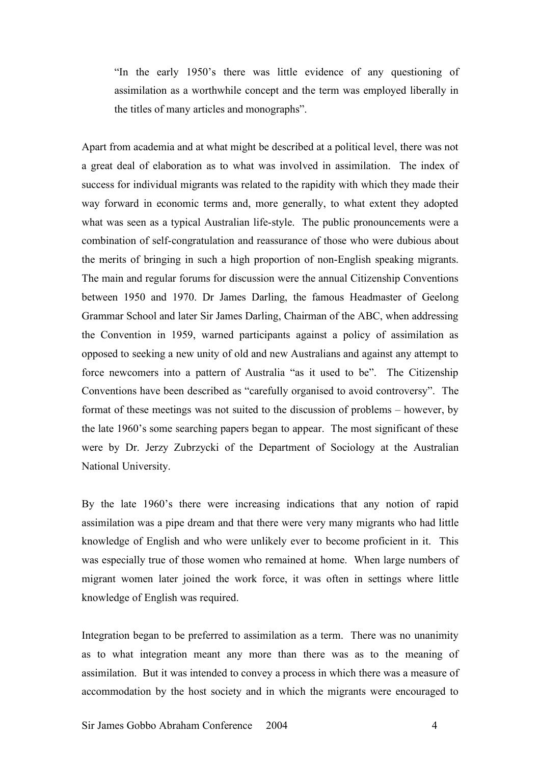> "In the early 1950's there was little evidence of any questioning of assimilation as a worthwhile concept and the term was employed liberally in the titles of many articles and monographs".

Apart from academia and at what might be described at a political level, there was not a great deal of elaboration as to what was involved in assimilation. The index of success for individual migrants was related to the rapidity with which they made their way forward in economic terms and, more generally, to what extent they adopted what was seen as a typical Australian life-style. The public pronouncements were a combination of self-congratulation and reassurance of those who were dubious about the merits of bringing in such a high proportion of non-English speaking migrants. The main and regular forums for discussion were the annual Citizenship Conventions between 1950 and 1970. Dr James Darling, the famous Headmaster of Geelong Grammar School and later Sir James Darling, Chairman of the ABC, when addressing the Convention in 1959, warned participants against a policy of assimilation as opposed to seeking a new unity of old and new Australians and against any attempt to force newcomers into a pattern of Australia "as it used to be". The Citizenship Conventions have been described as "carefully organised to avoid controversy". The format of these meetings was not suited to the discussion of problems – however, by the late 1960's some searching papers began to appear. The most significant of these were by Dr. Jerzy Zubrzycki of the Department of Sociology at the Australian National University.

By the late 1960's there were increasing indications that any notion of rapid assimilation was a pipe dream and that there were very many migrants who had little knowledge of English and who were unlikely ever to become proficient in it. This was especially true of those women who remained at home. When large numbers of migrant women later joined the work force, it was often in settings where little knowledge of English was required.

Integration began to be preferred to assimilation as a term. There was no unanimity as to what integration meant any more than there was as to the meaning of assimilation. But it was intended to convey a process in which there was a measure of accommodation by the host society and in which the migrants were encouraged to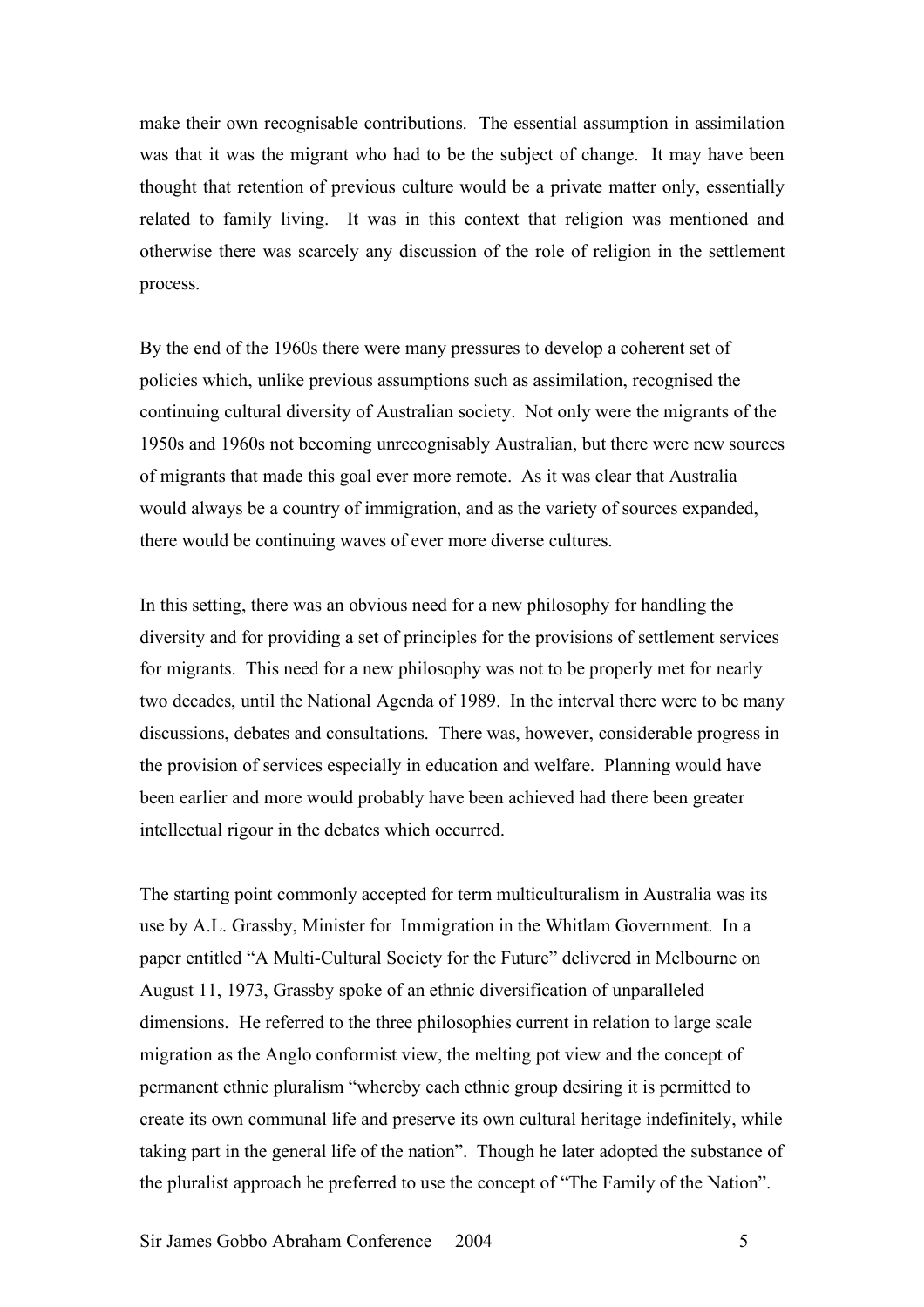make their own recognisable contributions. The essential assumption in assimilation was that it was the migrant who had to be the subject of change. It may have been thought that retention of previous culture would be a private matter only, essentially related to family living. It was in this context that religion was mentioned and otherwise there was scarcely any discussion of the role of religion in the settlement process.

By the end of the 1960s there were many pressures to develop a coherent set of policies which, unlike previous assumptions such as assimilation, recognised the continuing cultural diversity of Australian society. Not only were the migrants of the 1950s and 1960s not becoming unrecognisably Australian, but there were new sources of migrants that made this goal ever more remote. As it was clear that Australia would always be a country of immigration, and as the variety of sources expanded, there would be continuing waves of ever more diverse cultures.

In this setting, there was an obvious need for a new philosophy for handling the diversity and for providing a set of principles for the provisions of settlement services for migrants. This need for a new philosophy was not to be properly met for nearly two decades, until the National Agenda of 1989. In the interval there were to be many discussions, debates and consultations. There was, however, considerable progress in the provision of services especially in education and welfare. Planning would have been earlier and more would probably have been achieved had there been greater intellectual rigour in the debates which occurred.

The starting point commonly accepted for term multiculturalism in Australia was its use by A.L. Grassby, Minister for Immigration in the Whitlam Government. In a paper entitled "A Multi-Cultural Society for the Future" delivered in Melbourne on August 11, 1973, Grassby spoke of an ethnic diversification of unparalleled dimensions. He referred to the three philosophies current in relation to large scale migration as the Anglo conformist view, the melting pot view and the concept of permanent ethnic pluralism "whereby each ethnic group desiring it is permitted to create its own communal life and preserve its own cultural heritage indefinitely, while taking part in the general life of the nation". Though he later adopted the substance of the pluralist approach he preferred to use the concept of "The Family of the Nation".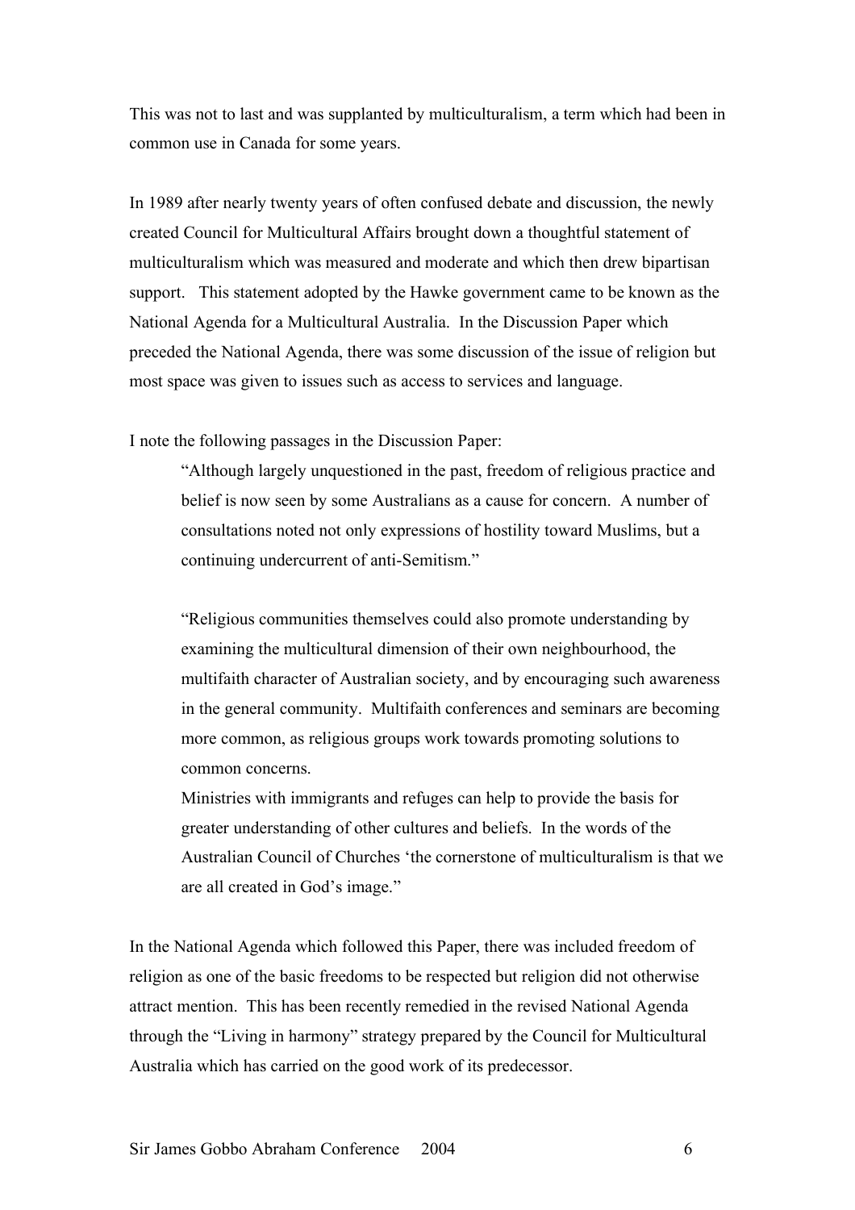This was not to last and was supplanted by multiculturalism, a term which had been in common use in Canada for some years.

In 1989 after nearly twenty years of often confused debate and discussion, the newly created Council for Multicultural Affairs brought down a thoughtful statement of multiculturalism which was measured and moderate and which then drew bipartisan support. This statement adopted by the Hawke government came to be known as the National Agenda for a Multicultural Australia. In the Discussion Paper which preceded the National Agenda, there was some discussion of the issue of religion but most space was given to issues such as access to services and language.

I note the following passages in the Discussion Paper:

> "Although largely unquestioned in the past, freedom of religious practice and belief is now seen by some Australians as a cause for concern. A number of consultations noted not only expressions of hostility toward Muslims, but a continuing undercurrent of anti-Semitism."
>
> "Religious communities themselves could also promote understanding by examining the multicultural dimension of their own neighbourhood, the multifaith character of Australian society, and by encouraging such awareness in the general community. Multifaith conferences and seminars are becoming more common, as religious groups work towards promoting solutions to common concerns.
> Ministries with immigrants and refuges can help to provide the basis for greater understanding of other cultures and beliefs. In the words of the Australian Council of Churches 'the cornerstone of multiculturalism is that we are all created in God's image."

In the National Agenda which followed this Paper, there was included freedom of religion as one of the basic freedoms to be respected but religion did not otherwise attract mention. This has been recently remedied in the revised National Agenda through the "Living in harmony" strategy prepared by the Council for Multicultural Australia which has carried on the good work of its predecessor.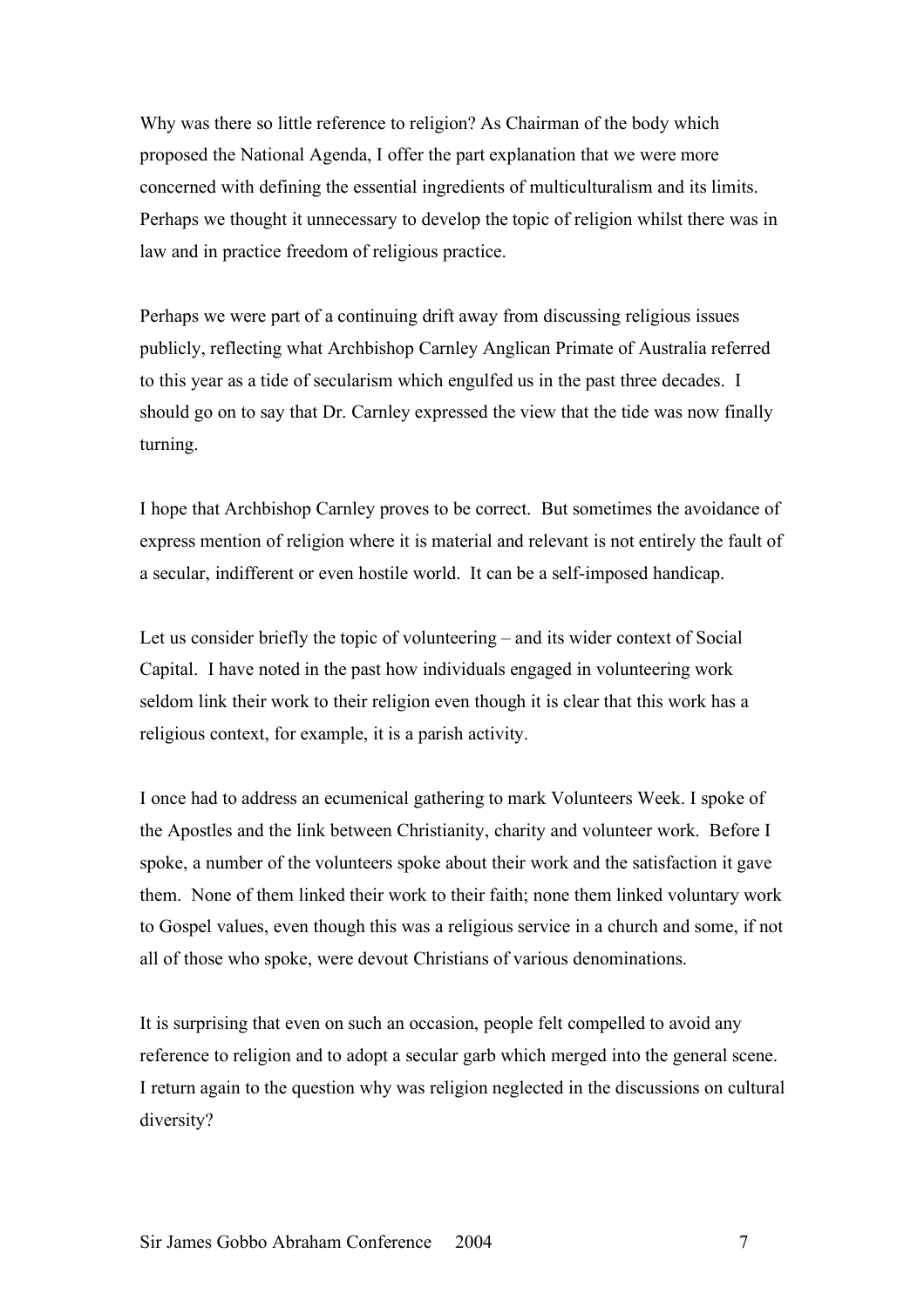Why was there so little reference to religion? As Chairman of the body which proposed the National Agenda, I offer the part explanation that we were more concerned with defining the essential ingredients of multiculturalism and its limits. Perhaps we thought it unnecessary to develop the topic of religion whilst there was in law and in practice freedom of religious practice.

Perhaps we were part of a continuing drift away from discussing religious issues publicly, reflecting what Archbishop Carnley Anglican Primate of Australia referred to this year as a tide of secularism which engulfed us in the past three decades. I should go on to say that Dr. Carnley expressed the view that the tide was now finally turning.

I hope that Archbishop Carnley proves to be correct. But sometimes the avoidance of express mention of religion where it is material and relevant is not entirely the fault of a secular, indifferent or even hostile world. It can be a self-imposed handicap.

Let us consider briefly the topic of volunteering – and its wider context of Social Capital. I have noted in the past how individuals engaged in volunteering work seldom link their work to their religion even though it is clear that this work has a religious context, for example, it is a parish activity.

I once had to address an ecumenical gathering to mark Volunteers Week. I spoke of the Apostles and the link between Christianity, charity and volunteer work. Before I spoke, a number of the volunteers spoke about their work and the satisfaction it gave them. None of them linked their work to their faith; none them linked voluntary work to Gospel values, even though this was a religious service in a church and some, if not all of those who spoke, were devout Christians of various denominations.

It is surprising that even on such an occasion, people felt compelled to avoid any reference to religion and to adopt a secular garb which merged into the general scene. I return again to the question why was religion neglected in the discussions on cultural diversity?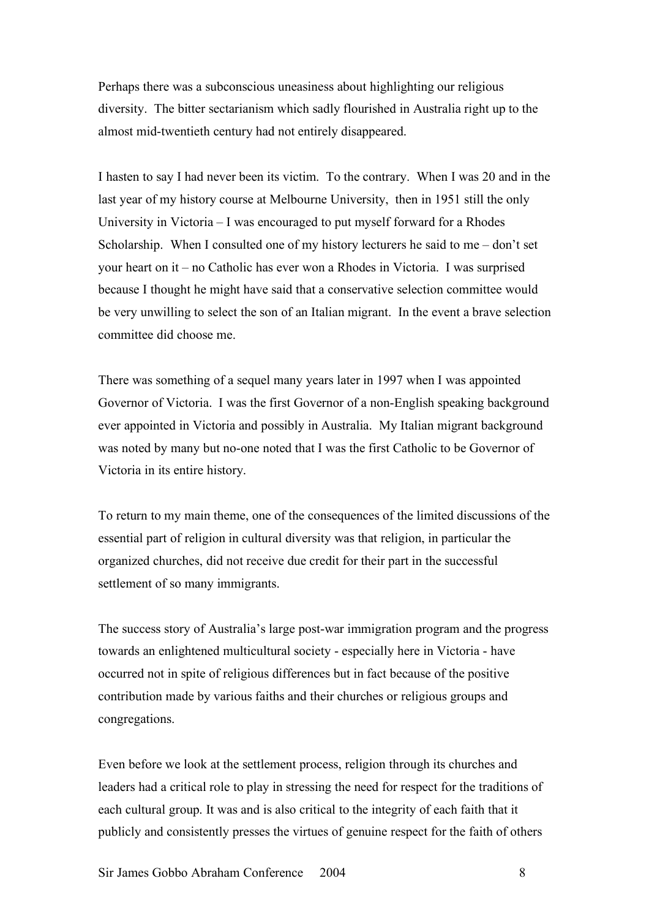Perhaps there was a subconscious uneasiness about highlighting our religious diversity. The bitter sectarianism which sadly flourished in Australia right up to the almost mid-twentieth century had not entirely disappeared.

I hasten to say I had never been its victim. To the contrary. When I was 20 and in the last year of my history course at Melbourne University, then in 1951 still the only University in Victoria – I was encouraged to put myself forward for a Rhodes Scholarship. When I consulted one of my history lecturers he said to me – don't set your heart on it – no Catholic has ever won a Rhodes in Victoria. I was surprised because I thought he might have said that a conservative selection committee would be very unwilling to select the son of an Italian migrant. In the event a brave selection committee did choose me.

There was something of a sequel many years later in 1997 when I was appointed Governor of Victoria. I was the first Governor of a non-English speaking background ever appointed in Victoria and possibly in Australia. My Italian migrant background was noted by many but no-one noted that I was the first Catholic to be Governor of Victoria in its entire history.

To return to my main theme, one of the consequences of the limited discussions of the essential part of religion in cultural diversity was that religion, in particular the organized churches, did not receive due credit for their part in the successful settlement of so many immigrants.

The success story of Australia's large post-war immigration program and the progress towards an enlightened multicultural society - especially here in Victoria - have occurred not in spite of religious differences but in fact because of the positive contribution made by various faiths and their churches or religious groups and congregations.

Even before we look at the settlement process, religion through its churches and leaders had a critical role to play in stressing the need for respect for the traditions of each cultural group. It was and is also critical to the integrity of each faith that it publicly and consistently presses the virtues of genuine respect for the faith of others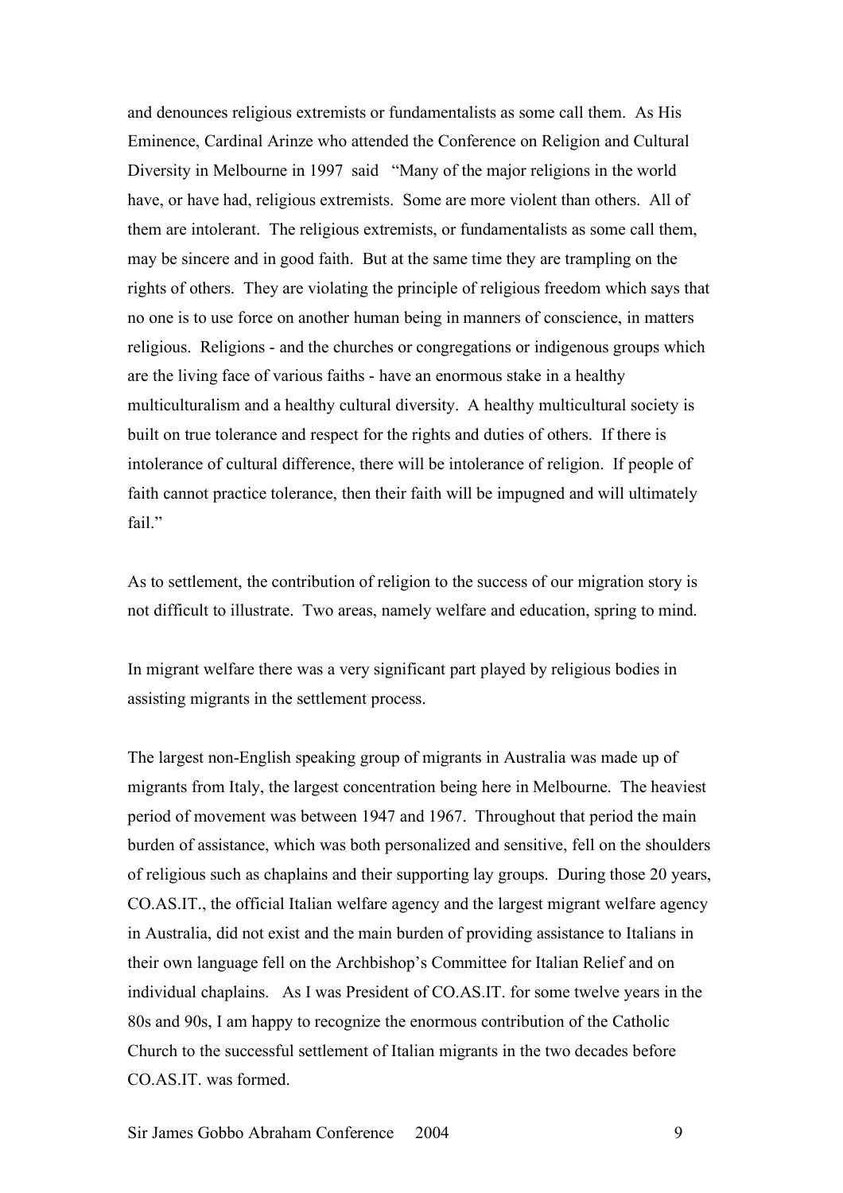and denounces religious extremists or fundamentalists as some call them. As His Eminence, Cardinal Arinze who attended the Conference on Religion and Cultural Diversity in Melbourne in 1997 said "Many of the major religions in the world have, or have had, religious extremists. Some are more violent than others. All of them are intolerant. The religious extremists, or fundamentalists as some call them, may be sincere and in good faith. But at the same time they are trampling on the rights of others. They are violating the principle of religious freedom which says that no one is to use force on another human being in manners of conscience, in matters religious. Religions - and the churches or congregations or indigenous groups which are the living face of various faiths - have an enormous stake in a healthy multiculturalism and a healthy cultural diversity. A healthy multicultural society is built on true tolerance and respect for the rights and duties of others. If there is intolerance of cultural difference, there will be intolerance of religion. If people of faith cannot practice tolerance, then their faith will be impugned and will ultimately fail."

As to settlement, the contribution of religion to the success of our migration story is not difficult to illustrate. Two areas, namely welfare and education, spring to mind.

In migrant welfare there was a very significant part played by religious bodies in assisting migrants in the settlement process.

The largest non-English speaking group of migrants in Australia was made up of migrants from Italy, the largest concentration being here in Melbourne. The heaviest period of movement was between 1947 and 1967. Throughout that period the main burden of assistance, which was both personalized and sensitive, fell on the shoulders of religious such as chaplains and their supporting lay groups. During those 20 years, CO.AS.IT., the official Italian welfare agency and the largest migrant welfare agency in Australia, did not exist and the main burden of providing assistance to Italians in their own language fell on the Archbishop's Committee for Italian Relief and on individual chaplains. As I was President of CO.AS.IT. for some twelve years in the 80s and 90s, I am happy to recognize the enormous contribution of the Catholic Church to the successful settlement of Italian migrants in the two decades before CO.AS.IT. was formed.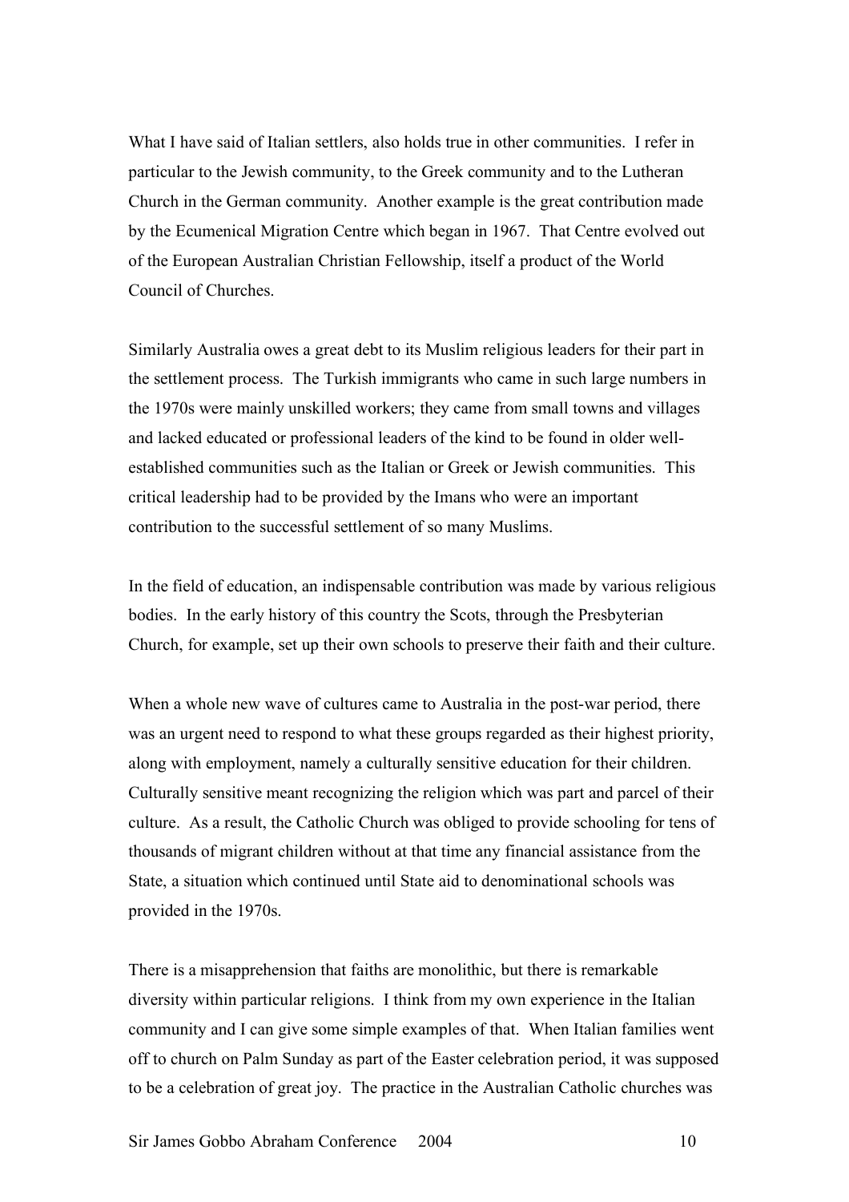What I have said of Italian settlers, also holds true in other communities. I refer in particular to the Jewish community, to the Greek community and to the Lutheran Church in the German community. Another example is the great contribution made by the Ecumenical Migration Centre which began in 1967. That Centre evolved out of the European Australian Christian Fellowship, itself a product of the World Council of Churches.

Similarly Australia owes a great debt to its Muslim religious leaders for their part in the settlement process. The Turkish immigrants who came in such large numbers in the 1970s were mainly unskilled workers; they came from small towns and villages and lacked educated or professional leaders of the kind to be found in older well-established communities such as the Italian or Greek or Jewish communities. This critical leadership had to be provided by the Imans who were an important contribution to the successful settlement of so many Muslims.

In the field of education, an indispensable contribution was made by various religious bodies. In the early history of this country the Scots, through the Presbyterian Church, for example, set up their own schools to preserve their faith and their culture.

When a whole new wave of cultures came to Australia in the post-war period, there was an urgent need to respond to what these groups regarded as their highest priority, along with employment, namely a culturally sensitive education for their children. Culturally sensitive meant recognizing the religion which was part and parcel of their culture. As a result, the Catholic Church was obliged to provide schooling for tens of thousands of migrant children without at that time any financial assistance from the State, a situation which continued until State aid to denominational schools was provided in the 1970s.

There is a misapprehension that faiths are monolithic, but there is remarkable diversity within particular religions. I think from my own experience in the Italian community and I can give some simple examples of that. When Italian families went off to church on Palm Sunday as part of the Easter celebration period, it was supposed to be a celebration of great joy. The practice in the Australian Catholic churches was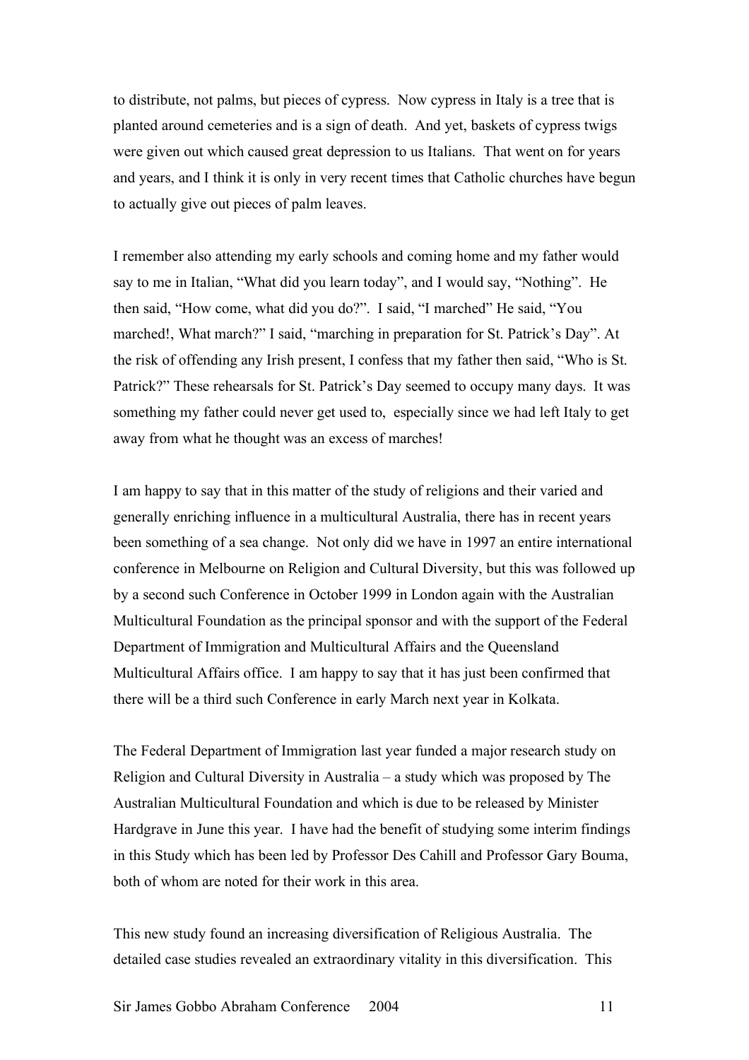to distribute, not palms, but pieces of cypress. Now cypress in Italy is a tree that is planted around cemeteries and is a sign of death. And yet, baskets of cypress twigs were given out which caused great depression to us Italians. That went on for years and years, and I think it is only in very recent times that Catholic churches have begun to actually give out pieces of palm leaves.

I remember also attending my early schools and coming home and my father would say to me in Italian, "What did you learn today", and I would say, "Nothing". He then said, "How come, what did you do?". I said, "I marched" He said, "You marched!, What march?" I said, "marching in preparation for St. Patrick's Day". At the risk of offending any Irish present, I confess that my father then said, "Who is St. Patrick?" These rehearsals for St. Patrick's Day seemed to occupy many days. It was something my father could never get used to, especially since we had left Italy to get away from what he thought was an excess of marches!

I am happy to say that in this matter of the study of religions and their varied and generally enriching influence in a multicultural Australia, there has in recent years been something of a sea change. Not only did we have in 1997 an entire international conference in Melbourne on Religion and Cultural Diversity, but this was followed up by a second such Conference in October 1999 in London again with the Australian Multicultural Foundation as the principal sponsor and with the support of the Federal Department of Immigration and Multicultural Affairs and the Queensland Multicultural Affairs office. I am happy to say that it has just been confirmed that there will be a third such Conference in early March next year in Kolkata.

The Federal Department of Immigration last year funded a major research study on Religion and Cultural Diversity in Australia – a study which was proposed by The Australian Multicultural Foundation and which is due to be released by Minister Hardgrave in June this year. I have had the benefit of studying some interim findings in this Study which has been led by Professor Des Cahill and Professor Gary Bouma, both of whom are noted for their work in this area.

This new study found an increasing diversification of Religious Australia. The detailed case studies revealed an extraordinary vitality in this diversification. This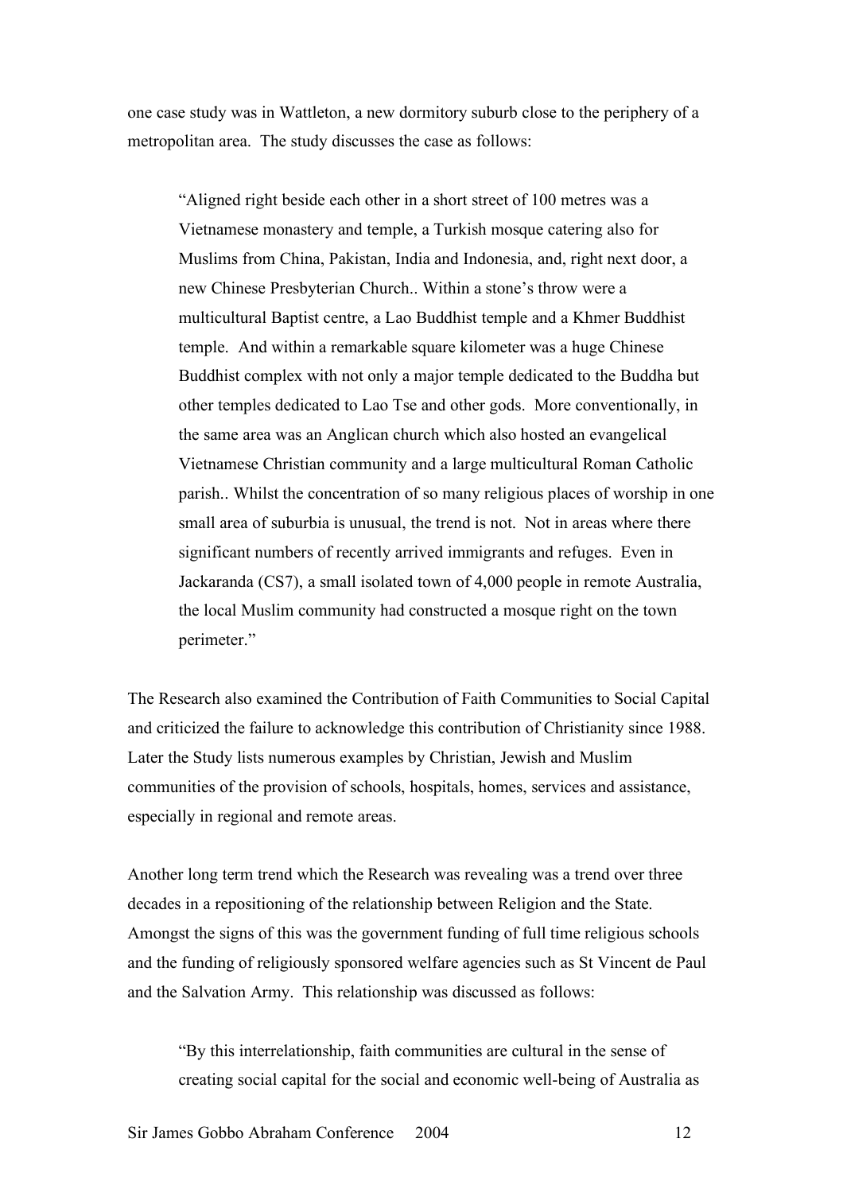one case study was in Wattleton, a new dormitory suburb close to the periphery of a metropolitan area. The study discusses the case as follows:

> "Aligned right beside each other in a short street of 100 metres was a Vietnamese monastery and temple, a Turkish mosque catering also for Muslims from China, Pakistan, India and Indonesia, and, right next door, a new Chinese Presbyterian Church.. Within a stone's throw were a multicultural Baptist centre, a Lao Buddhist temple and a Khmer Buddhist temple. And within a remarkable square kilometer was a huge Chinese Buddhist complex with not only a major temple dedicated to the Buddha but other temples dedicated to Lao Tse and other gods. More conventionally, in the same area was an Anglican church which also hosted an evangelical Vietnamese Christian community and a large multicultural Roman Catholic parish.. Whilst the concentration of so many religious places of worship in one small area of suburbia is unusual, the trend is not. Not in areas where there significant numbers of recently arrived immigrants and refuges. Even in Jackaranda (CS7), a small isolated town of 4,000 people in remote Australia, the local Muslim community had constructed a mosque right on the town perimeter."

The Research also examined the Contribution of Faith Communities to Social Capital and criticized the failure to acknowledge this contribution of Christianity since 1988. Later the Study lists numerous examples by Christian, Jewish and Muslim communities of the provision of schools, hospitals, homes, services and assistance, especially in regional and remote areas.

Another long term trend which the Research was revealing was a trend over three decades in a repositioning of the relationship between Religion and the State. Amongst the signs of this was the government funding of full time religious schools and the funding of religiously sponsored welfare agencies such as St Vincent de Paul and the Salvation Army. This relationship was discussed as follows:

> "By this interrelationship, faith communities are cultural in the sense of creating social capital for the social and economic well-being of Australia as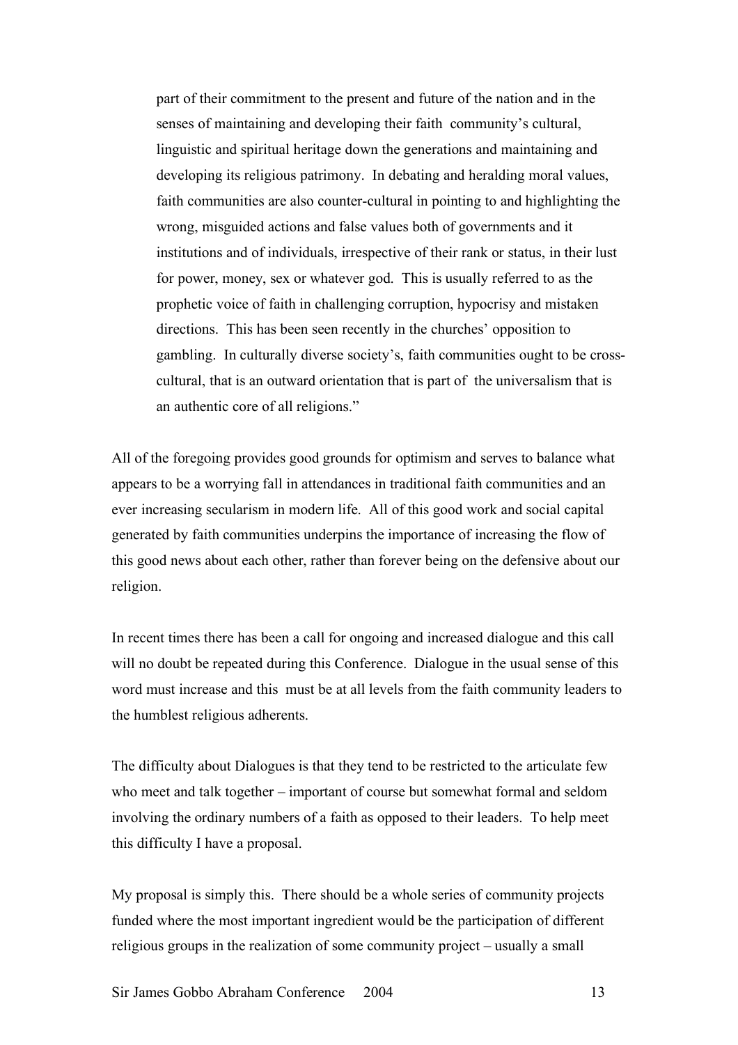> part of their commitment to the present and future of the nation and in the senses of maintaining and developing their faith community's cultural, linguistic and spiritual heritage down the generations and maintaining and developing its religious patrimony. In debating and heralding moral values, faith communities are also counter-cultural in pointing to and highlighting the wrong, misguided actions and false values both of governments and it institutions and of individuals, irrespective of their rank or status, in their lust for power, money, sex or whatever god. This is usually referred to as the prophetic voice of faith in challenging corruption, hypocrisy and mistaken directions. This has been seen recently in the churches' opposition to gambling. In culturally diverse society's, faith communities ought to be cross-cultural, that is an outward orientation that is part of the universalism that is an authentic core of all religions."

All of the foregoing provides good grounds for optimism and serves to balance what appears to be a worrying fall in attendances in traditional faith communities and an ever increasing secularism in modern life. All of this good work and social capital generated by faith communities underpins the importance of increasing the flow of this good news about each other, rather than forever being on the defensive about our religion.

In recent times there has been a call for ongoing and increased dialogue and this call will no doubt be repeated during this Conference. Dialogue in the usual sense of this word must increase and this must be at all levels from the faith community leaders to the humblest religious adherents.

The difficulty about Dialogues is that they tend to be restricted to the articulate few who meet and talk together – important of course but somewhat formal and seldom involving the ordinary numbers of a faith as opposed to their leaders. To help meet this difficulty I have a proposal.

My proposal is simply this. There should be a whole series of community projects funded where the most important ingredient would be the participation of different religious groups in the realization of some community project – usually a small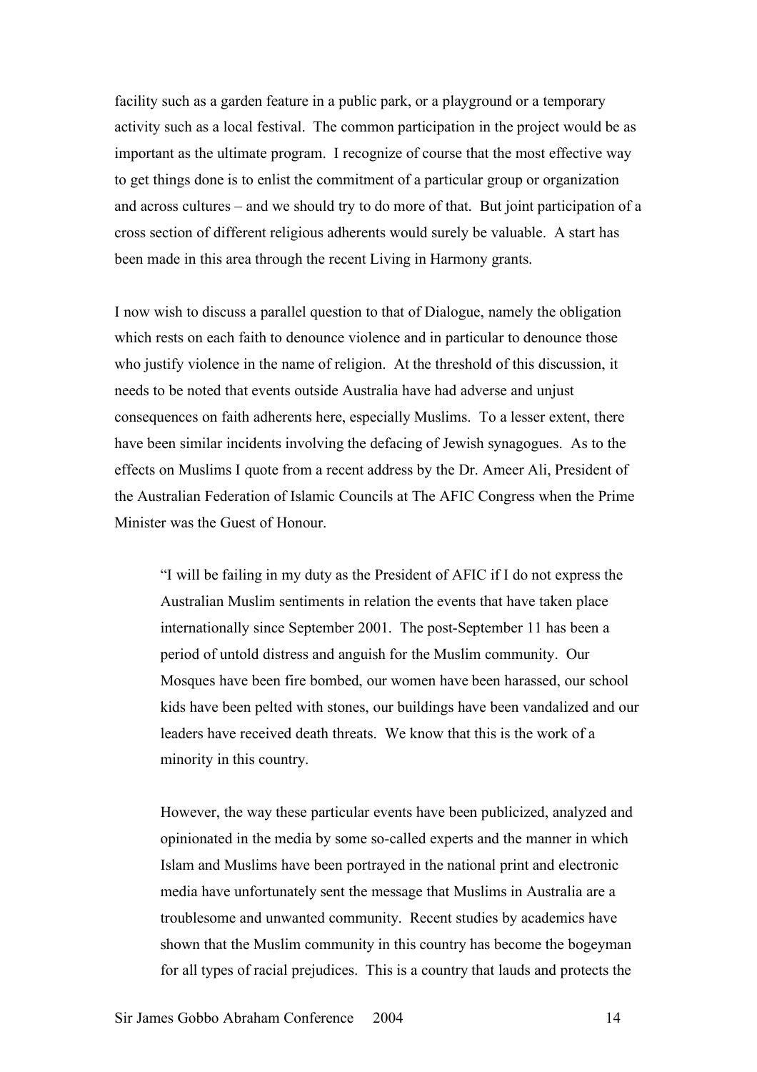facility such as a garden feature in a public park, or a playground or a temporary activity such as a local festival. The common participation in the project would be as important as the ultimate program. I recognize of course that the most effective way to get things done is to enlist the commitment of a particular group or organization and across cultures – and we should try to do more of that. But joint participation of a cross section of different religious adherents would surely be valuable. A start has been made in this area through the recent Living in Harmony grants.

I now wish to discuss a parallel question to that of Dialogue, namely the obligation which rests on each faith to denounce violence and in particular to denounce those who justify violence in the name of religion. At the threshold of this discussion, it needs to be noted that events outside Australia have had adverse and unjust consequences on faith adherents here, especially Muslims. To a lesser extent, there have been similar incidents involving the defacing of Jewish synagogues. As to the effects on Muslims I quote from a recent address by the Dr. Ameer Ali, President of the Australian Federation of Islamic Councils at The AFIC Congress when the Prime Minister was the Guest of Honour.

> "I will be failing in my duty as the President of AFIC if I do not express the Australian Muslim sentiments in relation the events that have taken place internationally since September 2001. The post-September 11 has been a period of untold distress and anguish for the Muslim community. Our Mosques have been fire bombed, our women have been harassed, our school kids have been pelted with stones, our buildings have been vandalized and our leaders have received death threats. We know that this is the work of a minority in this country.
>
> However, the way these particular events have been publicized, analyzed and opinionated in the media by some so-called experts and the manner in which Islam and Muslims have been portrayed in the national print and electronic media have unfortunately sent the message that Muslims in Australia are a troublesome and unwanted community. Recent studies by academics have shown that the Muslim community in this country has become the bogeyman for all types of racial prejudices. This is a country that lauds and protects the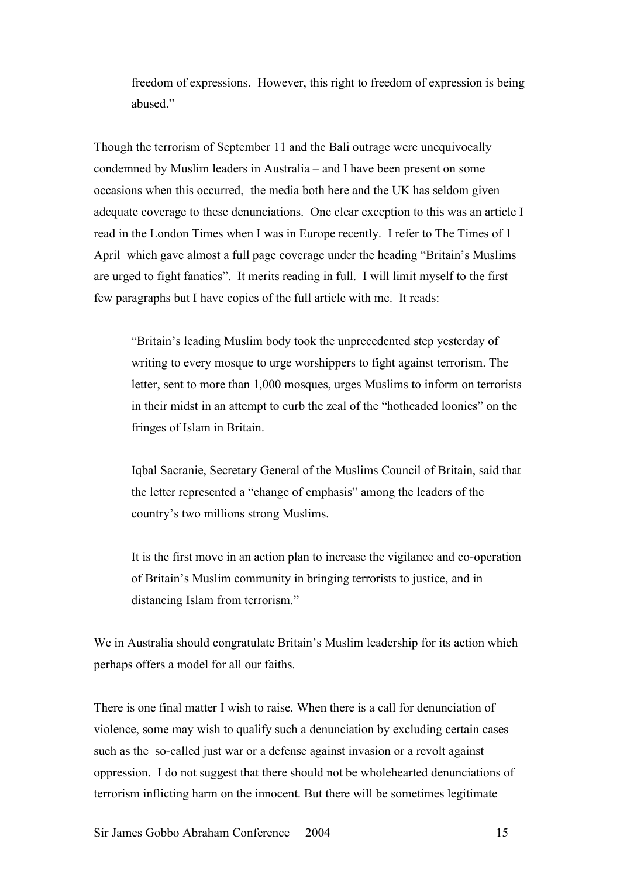> freedom of expressions. However, this right to freedom of expression is being abused."

Though the terrorism of September 11 and the Bali outrage were unequivocally condemned by Muslim leaders in Australia – and I have been present on some occasions when this occurred, the media both here and the UK has seldom given adequate coverage to these denunciations. One clear exception to this was an article I read in the London Times when I was in Europe recently. I refer to The Times of 1 April which gave almost a full page coverage under the heading "Britain's Muslims are urged to fight fanatics". It merits reading in full. I will limit myself to the first few paragraphs but I have copies of the full article with me. It reads:

> "Britain's leading Muslim body took the unprecedented step yesterday of writing to every mosque to urge worshippers to fight against terrorism. The letter, sent to more than 1,000 mosques, urges Muslims to inform on terrorists in their midst in an attempt to curb the zeal of the "hotheaded loonies" on the fringes of Islam in Britain.
>
> Iqbal Sacranie, Secretary General of the Muslims Council of Britain, said that the letter represented a "change of emphasis" among the leaders of the country's two millions strong Muslims.
>
> It is the first move in an action plan to increase the vigilance and co-operation of Britain's Muslim community in bringing terrorists to justice, and in distancing Islam from terrorism."

We in Australia should congratulate Britain's Muslim leadership for its action which perhaps offers a model for all our faiths.

There is one final matter I wish to raise. When there is a call for denunciation of violence, some may wish to qualify such a denunciation by excluding certain cases such as the so-called just war or a defense against invasion or a revolt against oppression. I do not suggest that there should not be wholehearted denunciations of terrorism inflicting harm on the innocent. But there will be sometimes legitimate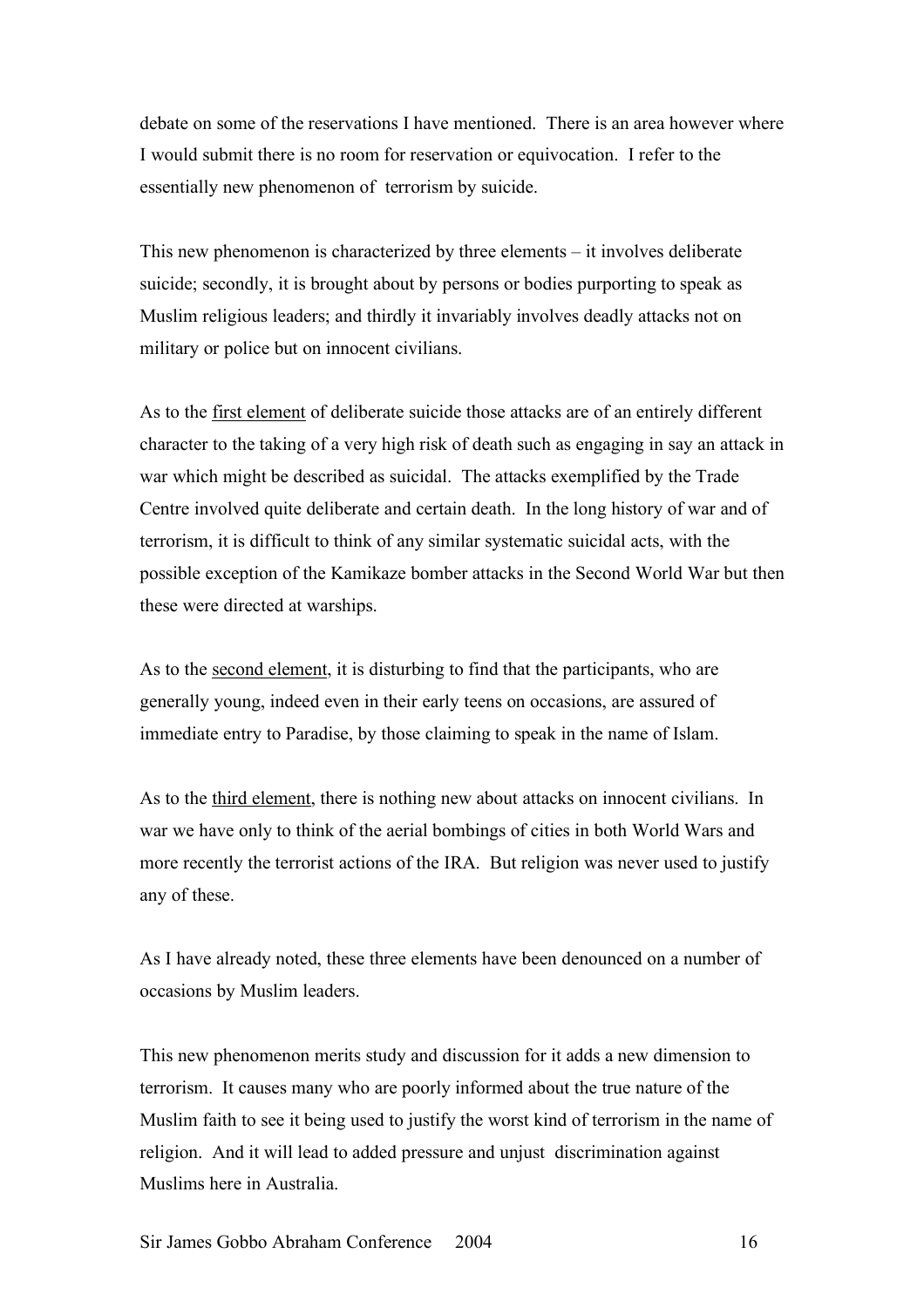debate on some of the reservations I have mentioned. There is an area however where I would submit there is no room for reservation or equivocation. I refer to the essentially new phenomenon of terrorism by suicide.

This new phenomenon is characterized by three elements – it involves deliberate suicide; secondly, it is brought about by persons or bodies purporting to speak as Muslim religious leaders; and thirdly it invariably involves deadly attacks not on military or police but on innocent civilians.

As to the <u>first element</u> of deliberate suicide those attacks are of an entirely different character to the taking of a very high risk of death such as engaging in say an attack in war which might be described as suicidal. The attacks exemplified by the Trade Centre involved quite deliberate and certain death. In the long history of war and of terrorism, it is difficult to think of any similar systematic suicidal acts, with the possible exception of the Kamikaze bomber attacks in the Second World War but then these were directed at warships.

As to the <u>second element</u>, it is disturbing to find that the participants, who are generally young, indeed even in their early teens on occasions, are assured of immediate entry to Paradise, by those claiming to speak in the name of Islam.

As to the <u>third element</u>, there is nothing new about attacks on innocent civilians. In war we have only to think of the aerial bombings of cities in both World Wars and more recently the terrorist actions of the IRA. But religion was never used to justify any of these.

As I have already noted, these three elements have been denounced on a number of occasions by Muslim leaders.

This new phenomenon merits study and discussion for it adds a new dimension to terrorism. It causes many who are poorly informed about the true nature of the Muslim faith to see it being used to justify the worst kind of terrorism in the name of religion. And it will lead to added pressure and unjust discrimination against Muslims here in Australia.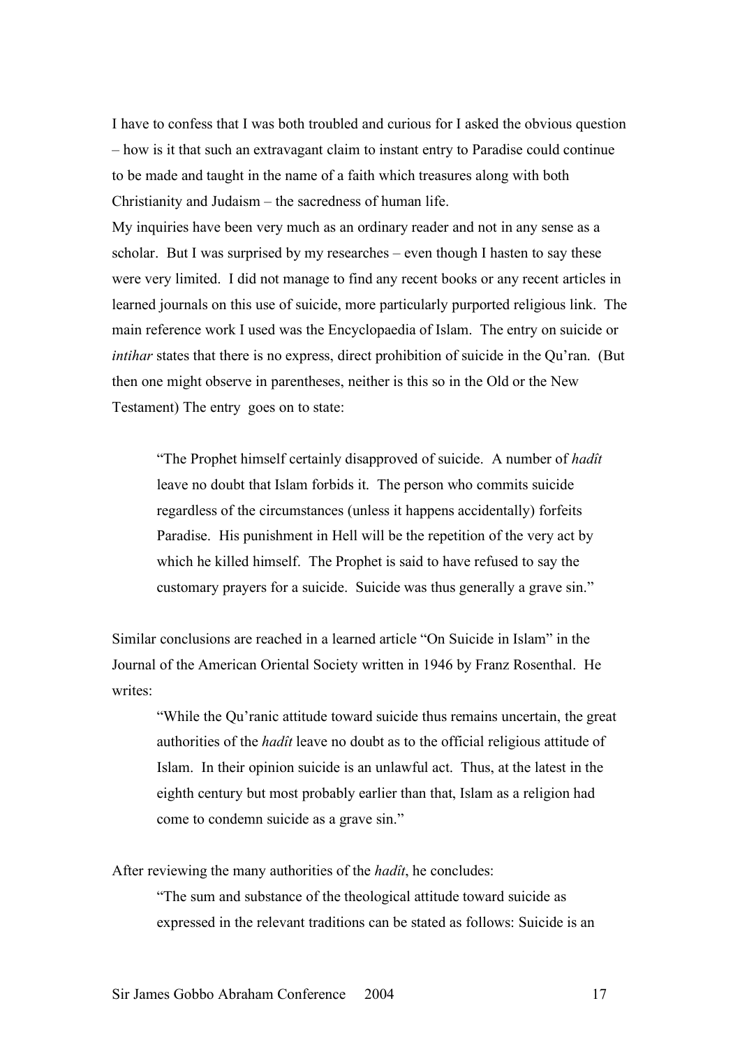I have to confess that I was both troubled and curious for I asked the obvious question – how is it that such an extravagant claim to instant entry to Paradise could continue to be made and taught in the name of a faith which treasures along with both Christianity and Judaism – the sacredness of human life.

My inquiries have been very much as an ordinary reader and not in any sense as a scholar. But I was surprised by my researches – even though I hasten to say these were very limited. I did not manage to find any recent books or any recent articles in learned journals on this use of suicide, more particularly purported religious link. The main reference work I used was the Encyclopaedia of Islam. The entry on suicide or *intihar* states that there is no express, direct prohibition of suicide in the Qu'ran. (But then one might observe in parentheses, neither is this so in the Old or the New Testament) The entry goes on to state:

> "The Prophet himself certainly disapproved of suicide. A number of *hadît* leave no doubt that Islam forbids it. The person who commits suicide regardless of the circumstances (unless it happens accidentally) forfeits Paradise. His punishment in Hell will be the repetition of the very act by which he killed himself. The Prophet is said to have refused to say the customary prayers for a suicide. Suicide was thus generally a grave sin."

Similar conclusions are reached in a learned article "On Suicide in Islam" in the Journal of the American Oriental Society written in 1946 by Franz Rosenthal. He writes:

> "While the Qu'ranic attitude toward suicide thus remains uncertain, the great authorities of the *hadît* leave no doubt as to the official religious attitude of Islam. In their opinion suicide is an unlawful act. Thus, at the latest in the eighth century but most probably earlier than that, Islam as a religion had come to condemn suicide as a grave sin."

After reviewing the many authorities of the *hadît*, he concludes:

> "The sum and substance of the theological attitude toward suicide as expressed in the relevant traditions can be stated as follows: Suicide is an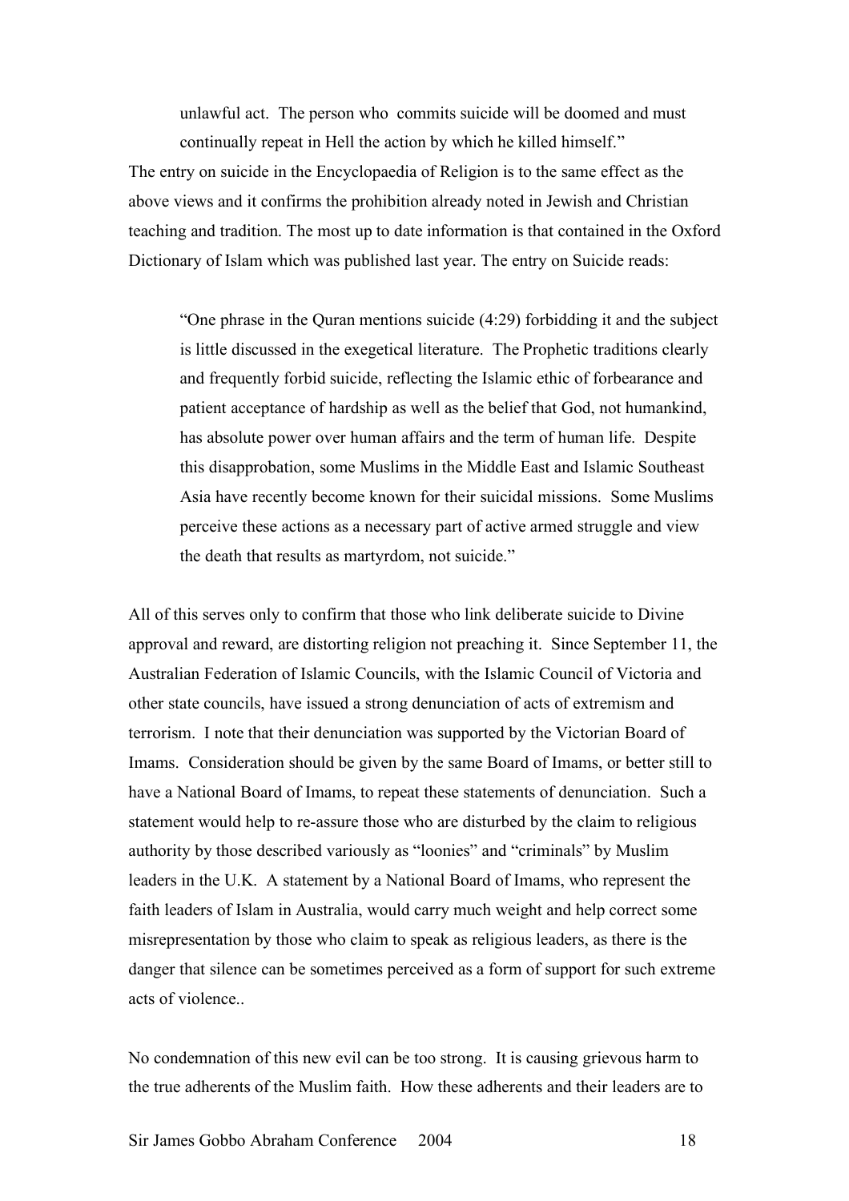> unlawful act. The person who commits suicide will be doomed and must continually repeat in Hell the action by which he killed himself."

The entry on suicide in the Encyclopaedia of Religion is to the same effect as the above views and it confirms the prohibition already noted in Jewish and Christian teaching and tradition. The most up to date information is that contained in the Oxford Dictionary of Islam which was published last year. The entry on Suicide reads:

> "One phrase in the Quran mentions suicide (4:29) forbidding it and the subject is little discussed in the exegetical literature. The Prophetic traditions clearly and frequently forbid suicide, reflecting the Islamic ethic of forbearance and patient acceptance of hardship as well as the belief that God, not humankind, has absolute power over human affairs and the term of human life. Despite this disapprobation, some Muslims in the Middle East and Islamic Southeast Asia have recently become known for their suicidal missions. Some Muslims perceive these actions as a necessary part of active armed struggle and view the death that results as martyrdom, not suicide."

All of this serves only to confirm that those who link deliberate suicide to Divine approval and reward, are distorting religion not preaching it. Since September 11, the Australian Federation of Islamic Councils, with the Islamic Council of Victoria and other state councils, have issued a strong denunciation of acts of extremism and terrorism. I note that their denunciation was supported by the Victorian Board of Imams. Consideration should be given by the same Board of Imams, or better still to have a National Board of Imams, to repeat these statements of denunciation. Such a statement would help to re-assure those who are disturbed by the claim to religious authority by those described variously as "loonies" and "criminals" by Muslim leaders in the U.K. A statement by a National Board of Imams, who represent the faith leaders of Islam in Australia, would carry much weight and help correct some misrepresentation by those who claim to speak as religious leaders, as there is the danger that silence can be sometimes perceived as a form of support for such extreme acts of violence..

No condemnation of this new evil can be too strong. It is causing grievous harm to the true adherents of the Muslim faith. How these adherents and their leaders are to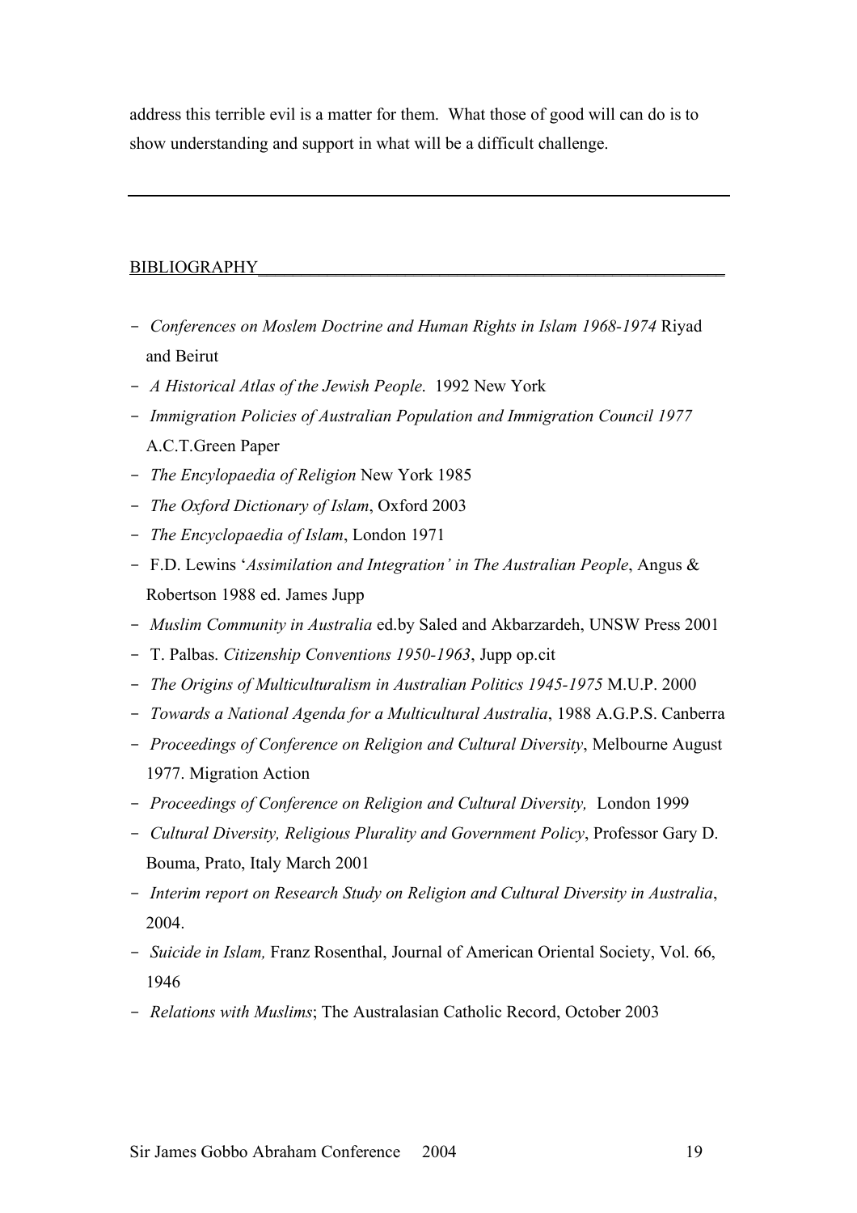address this terrible evil is a matter for them. What those of good will can do is to show understanding and support in what will be a difficult challenge.

---

## BIBLIOGRAPHY

- *Conferences on Moslem Doctrine and Human Rights in Islam 1968-1974* Riyad and Beirut
- *A Historical Atlas of the Jewish People*. 1992 New York
- *Immigration Policies of Australian Population and Immigration Council 1977* A.C.T.Green Paper
- *The Encylopaedia of Religion* New York 1985
- *The Oxford Dictionary of Islam*, Oxford 2003
- *The Encyclopaedia of Islam*, London 1971
- F.D. Lewins '*Assimilation and Integration' in The Australian People*, Angus & Robertson 1988 ed. James Jupp
- *Muslim Community in Australia* ed.by Saled and Akbarzardeh, UNSW Press 2001
- T. Palbas. *Citizenship Conventions 1950-1963*, Jupp op.cit
- *The Origins of Multiculturalism in Australian Politics 1945-1975* M.U.P. 2000
- *Towards a National Agenda for a Multicultural Australia*, 1988 A.G.P.S. Canberra
- *Proceedings of Conference on Religion and Cultural Diversity*, Melbourne August 1977. Migration Action
- *Proceedings of Conference on Religion and Cultural Diversity,* London 1999
- *Cultural Diversity, Religious Plurality and Government Policy*, Professor Gary D. Bouma, Prato, Italy March 2001
- *Interim report on Research Study on Religion and Cultural Diversity in Australia*, 2004.
- *Suicide in Islam,* Franz Rosenthal, Journal of American Oriental Society, Vol. 66, 1946
- *Relations with Muslims*; The Australasian Catholic Record, October 2003